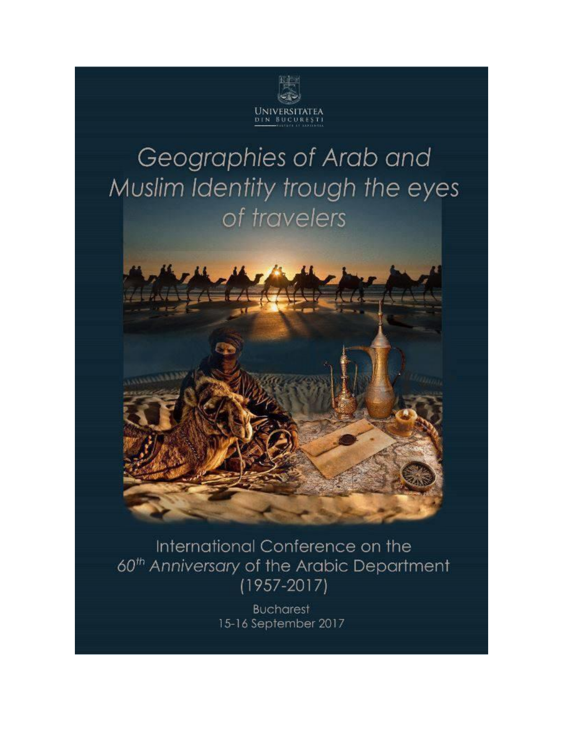UNIVERSITATEA DIN BUCUREȘTI

# Geographies of Arab and Muslim Identity trough the eyes of travelers

International Conference on the *60th Anniversary* of the Arabic Department (1957-2017)

Bucharest
15-16 September 2017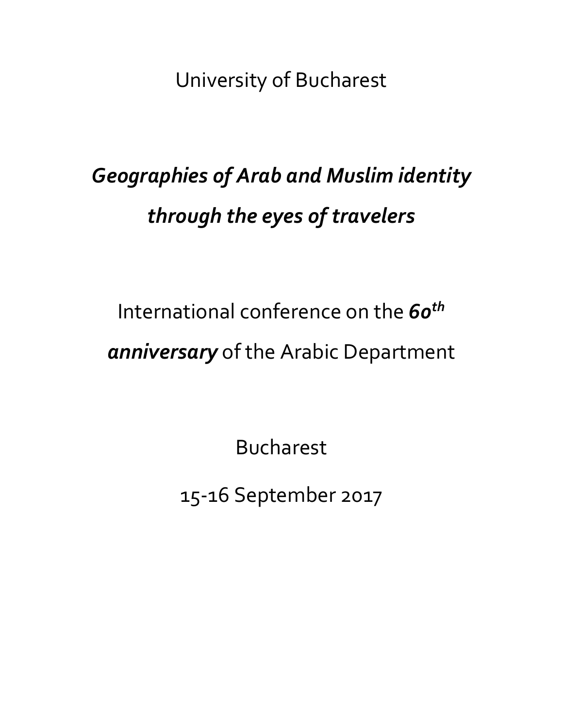University of Bucharest

# *Geographies of Arab and Muslim identity through the eyes of travelers*

International conference on the ***60th anniversary*** of the Arabic Department

Bucharest

15-16 September 2017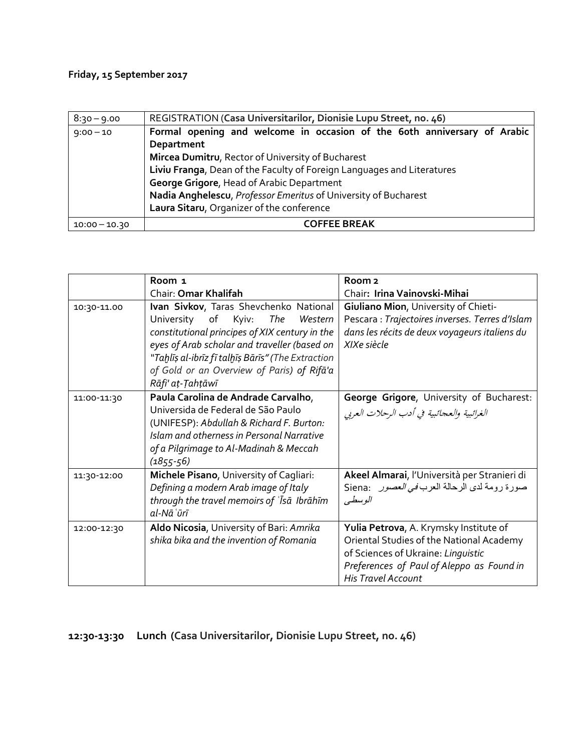**Friday, 15 September 2017**

| 8:30 – 9.00 | REGISTRATION (**Casa Universitarilor, Dionisie Lupu Street, no. 46**) |
|---|---|
| 9:00 – 10 | **Formal opening and welcome in occasion of the 60th anniversary of Arabic Department**<br>**Mircea Dumitru**, Rector of University of Bucharest<br>**Liviu Franga**, Dean of the Faculty of Foreign Languages and Literatures<br>**George Grigore**, Head of Arabic Department<br>**Nadia Anghelescu**, *Professor Emeritus* of University of Bucharest<br>**Laura Sitaru**, Organizer of the conference |
| 10:00 – 10.30 | **COFFEE BREAK** |

| | Room 1<br>Chair: **Omar Khalifah** | Room 2<br>Chair**: Irina Vainovski-Mihai** |
|---|---|---|
| 10:30-11.00 | **Ivan Sivkov**, Taras Shevchenko National University of Kyiv: *The Western constitutional principles of XIX century in the eyes of Arab scholar and traveller (based on "Taḫlīṣ al-ibrīz fī talḫīṣ Bārīs" (The Extraction of Gold or an Overview of Paris) of Rifā'a Rāfi' aṭ-Ṭahṭāwī* | **Giuliano Mion**, University of Chieti-Pescara : *Trajectoires inverses. Terres d'Islam dans les récits de deux voyageurs italiens du XIXe siècle* |
| 11:00-11:30 | **Paula Carolina de Andrade Carvalho**, Universida de Federal de São Paulo (UNIFESP): *Abdullah & Richard F. Burton: Islam and otherness in Personal Narrative of a Pilgrimage to Al-Madinah & Meccah (1855-56)* | **George Grigore**, University of Bucharest: *الغرائبية والعجائبية في أدب الرحلات العربي* |
| 11:30-12:00 | **Michele Pisano**, University of Cagliari: *Defining a modern Arab image of Italy through the travel memoirs of ʿĪsā Ibrāhīm al-Nāʿūrī* | **Akeel Almarai**, l'Università per Stranieri di Siena: صورة رومة لدى الرحالة العرب *في العصور الوسطى* |
| 12:00-12:30 | **Aldo Nicosia**, University of Bari: *Amrika shika bika and the invention of Romania* | **Yulia Petrova**, A. Krymsky Institute of Oriental Studies of the National Academy of Sciences of Ukraine: *Linguistic Preferences of Paul of Aleppo as Found in His Travel Account* |

**12:30-13:30 Lunch (Casa Universitarilor, Dionisie Lupu Street, no. 46)**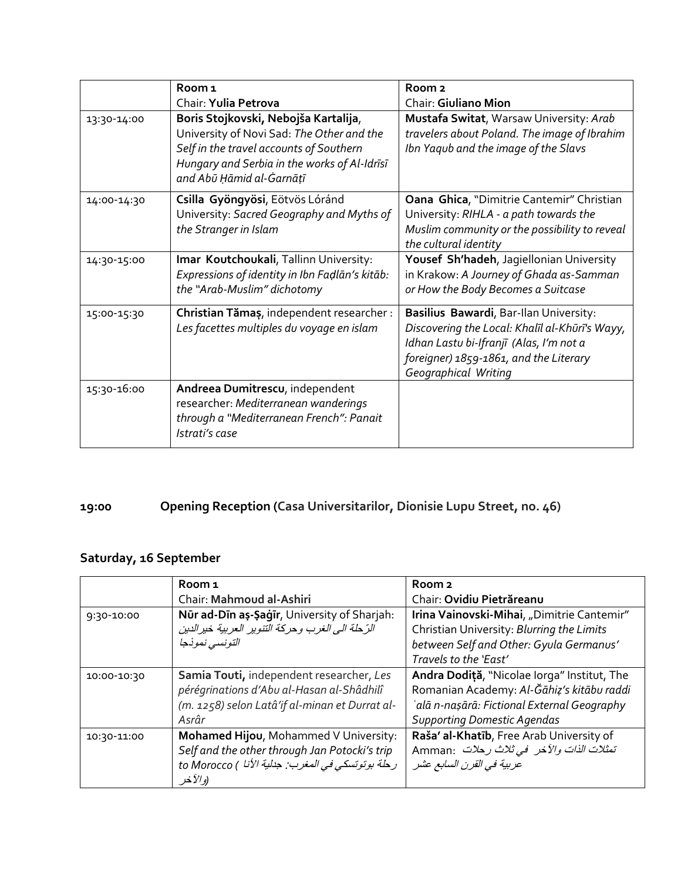| | Room 1<br>Chair: **Yulia Petrova** | Room 2<br>Chair: **Giuliano Mion** |
|---|---|---|
| 13:30-14:00 | **Boris Stojkovski, Nebojša Kartalija**, University of Novi Sad: *The Other and the Self in the travel accounts of Southern Hungary and Serbia in the works of Al-Idrīsī and Abū Ḥāmid al-Ġarnāṭī* | **Mustafa Switat**, Warsaw University: *Arab travelers about Poland. The image of Ibrahim Ibn Yaqub and the image of the Slavs* |
| 14:00-14:30 | **Csilla Gyöngyösi**, Eötvös Lóránd University: *Sacred Geography and Myths of the Stranger in Islam* | **Oana Ghica**, "Dimitrie Cantemir" Christian University: *RIHLA - a path towards the Muslim community or the possibility to reveal the cultural identity* |
| 14:30-15:00 | **Imar Koutchoukali**, Tallinn University: *Expressions of identity in Ibn Faḍlān's kitāb: the "Arab-Muslim" dichotomy* | **Yousef Sh'hadeh**, Jagiellonian University in Krakow: *A Journey of Ghada as-Samman or How the Body Becomes a Suitcase* |
| 15:00-15:30 | **Christian Tămaș**, independent researcher : *Les facettes multiples du voyage en islam* | **Basilius Bawardi**, Bar-Ilan University: *Discovering the Local: Khalīl al-Khūrī's Wayy, Idhan Lastu bi-Ifranjī (Alas, I'm not a foreigner) 1859-1861, and the Literary Geographical Writing* |
| 15:30-16:00 | **Andreea Dumitrescu**, independent researcher: *Mediterranean wanderings through a "Mediterranean French": Panait Istrati's case* | |

## 19:00 Opening Reception (Casa Universitarilor, Dionisie Lupu Street, no. 46)

## Saturday, 16 September

| | Room 1<br>Chair: **Mahmoud al-Ashiri** | Room 2<br>Chair: **Ovidiu Pietrăreanu** |
|---|---|---|
| 9:30-10:00 | **Nūr ad-Dīn aṣ-Ṣaġīr**, University of Sharjah: *الرّحلة الى الغرب وحركة التنوير العربية خيرالدين التونسي نموذجا* | **Irina Vainovski-Mihai**, „Dimitrie Cantemir" Christian University: *Blurring the Limits between Self and Other: Gyula Germanus' Travels to the 'East'* |
| 10:00-10:30 | **Samia Touti,** independent researcher, *Les pérégrinations d'Abu al-Hasan al-Shâdhilî (m. 1258) selon Latâ'if al-minan et Durrat al-Asrâr* | **Andra Dodiță**, "Nicolae Iorga" Institut, The Romanian Academy: *Al-Ǧāḥiẓ's kitābu raddi ʿalā n-naṣārā: Fictional External Geography Supporting Domestic Agendas* |
| 10:30-11:00 | **Mohamed Hijou**, Mohammed V University: *Self and the other through Jan Potocki's trip to Morocco (رحلة بوتوتسكي في المغرب: جدلية الأنا والآخر)* | **Raša' al-Khatīb**, Free Arab University of Amman: *تمثلات الذات والآخر في ثلاث رحلات عربية في القرن السابع عشر* |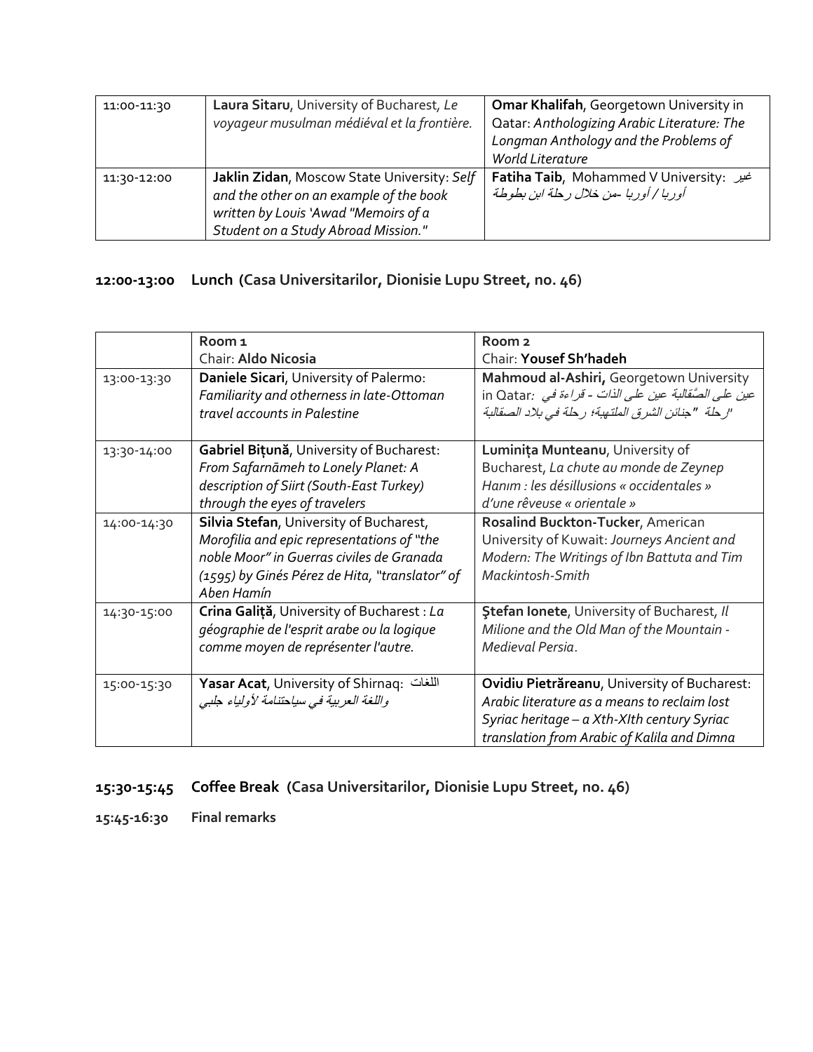| | | |
|---|---|---|
| 11:00-11:30 | **Laura Sitaru**, University of Bucharest, *Le voyageur musulman médiéval et la frontière.* | **Omar Khalifah**, Georgetown University in Qatar: *Anthologizing Arabic Literature: The Longman Anthology and the Problems of World Literature* |
| 11:30-12:00 | **Jaklin Zidan**, Moscow State University: *Self and the other on an example of the book written by Louis 'Awad "Memoirs of a Student on a Study Abroad Mission."* | **Fatiha Taib**, Mohammed V University: *غير أوربا / أوربا -من خلال رحلة ابن بطوطة* |

**12:00-13:00 Lunch (Casa Universitarilor, Dionisie Lupu Street, no. 46)**

| | Room 1<br>Chair: **Aldo Nicosia** | Room 2<br>Chair: **Yousef Sh'hadeh** |
|---|---|---|
| 13:00-13:30 | **Daniele Sicari**, University of Palermo: *Familiarity and otherness in late-Ottoman travel accounts in Palestine* | **Mahmoud al-Ashiri,** Georgetown University in Qatar: *عين على الصَّقالبة عين على الذات - قراءة في "رحلة "جنائن الشرق الملتهبة؛ رحلة في بلاد الصقالبة* |
| 13:30-14:00 | **Gabriel Bițună**, University of Bucharest: *From Safarnāmeh to Lonely Planet: A description of Siirt (South-East Turkey) through the eyes of travelers* | **Luminița Munteanu**, University of Bucharest, *La chute au monde de Zeynep Hanım : les désillusions « occidentales » d'une rêveuse « orientale »* |
| 14:00-14:30 | **Silvia Stefan**, University of Bucharest, *Morofilia and epic representations of "the noble Moor" in Guerras civiles de Granada (1595) by Ginés Pérez de Hita, "translator" of Aben Hamín* | **Rosalind Buckton-Tucker**, American University of Kuwait: *Journeys Ancient and Modern: The Writings of Ibn Battuta and Tim Mackintosh-Smith* |
| 14:30-15:00 | **Crina Galiță**, University of Bucharest : *La géographie de l'esprit arabe ou la logique comme moyen de représenter l'autre.* | **Ştefan Ionete**, University of Bucharest, *Il Milione and the Old Man of the Mountain - Medieval Persia*. |
| 15:00-15:30 | **Yasar Acat**, University of Shirnaq: *اللغات واللغة العربية في سياحتنامة لأولياء جلبي* | **Ovidiu Pietrăreanu**, University of Bucharest: *Arabic literature as a means to reclaim lost Syriac heritage – a Xth-XIth century Syriac translation from Arabic of Kalila and Dimna* |

**15:30-15:45 Coffee Break (Casa Universitarilor, Dionisie Lupu Street, no. 46)**

**15:45-16:30 Final remarks**